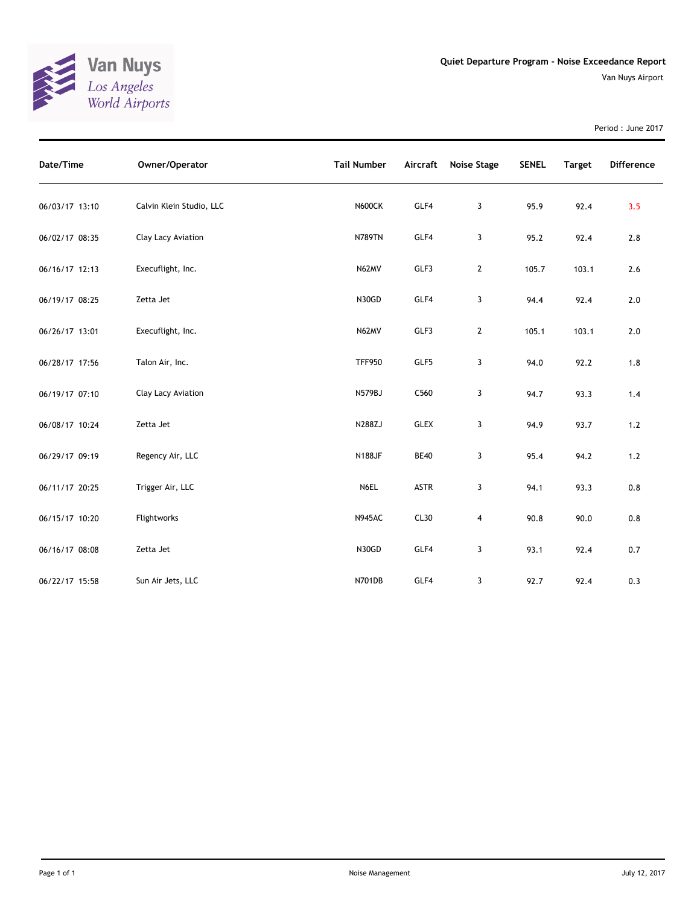Van Nuys
*Los Angeles World Airports*

## Quiet Departure Program - Noise Exceedance Report

Van Nuys Airport

Period : June 2017

| Date/Time | Owner/Operator | Tail Number | Aircraft | Noise Stage | SENEL | Target | Difference |
|---|---|---|---|---|---|---|---|
| 06/03/17 13:10 | Calvin Klein Studio, LLC | N600CK | GLF4 | 3 | 95.9 | 92.4 | 3.5 |
| 06/02/17 08:35 | Clay Lacy Aviation | N789TN | GLF4 | 3 | 95.2 | 92.4 | 2.8 |
| 06/16/17 12:13 | Execuflight, Inc. | N62MV | GLF3 | 2 | 105.7 | 103.1 | 2.6 |
| 06/19/17 08:25 | Zetta Jet | N30GD | GLF4 | 3 | 94.4 | 92.4 | 2.0 |
| 06/26/17 13:01 | Execuflight, Inc. | N62MV | GLF3 | 2 | 105.1 | 103.1 | 2.0 |
| 06/28/17 17:56 | Talon Air, Inc. | TFF950 | GLF5 | 3 | 94.0 | 92.2 | 1.8 |
| 06/19/17 07:10 | Clay Lacy Aviation | N579BJ | C560 | 3 | 94.7 | 93.3 | 1.4 |
| 06/08/17 10:24 | Zetta Jet | N288ZJ | GLEX | 3 | 94.9 | 93.7 | 1.2 |
| 06/29/17 09:19 | Regency Air, LLC | N188JF | BE40 | 3 | 95.4 | 94.2 | 1.2 |
| 06/11/17 20:25 | Trigger Air, LLC | N6EL | ASTR | 3 | 94.1 | 93.3 | 0.8 |
| 06/15/17 10:20 | Flightworks | N945AC | CL30 | 4 | 90.8 | 90.0 | 0.8 |
| 06/16/17 08:08 | Zetta Jet | N30GD | GLF4 | 3 | 93.1 | 92.4 | 0.7 |
| 06/22/17 15:58 | Sun Air Jets, LLC | N701DB | GLF4 | 3 | 92.7 | 92.4 | 0.3 |

Noise Management

July 12, 2017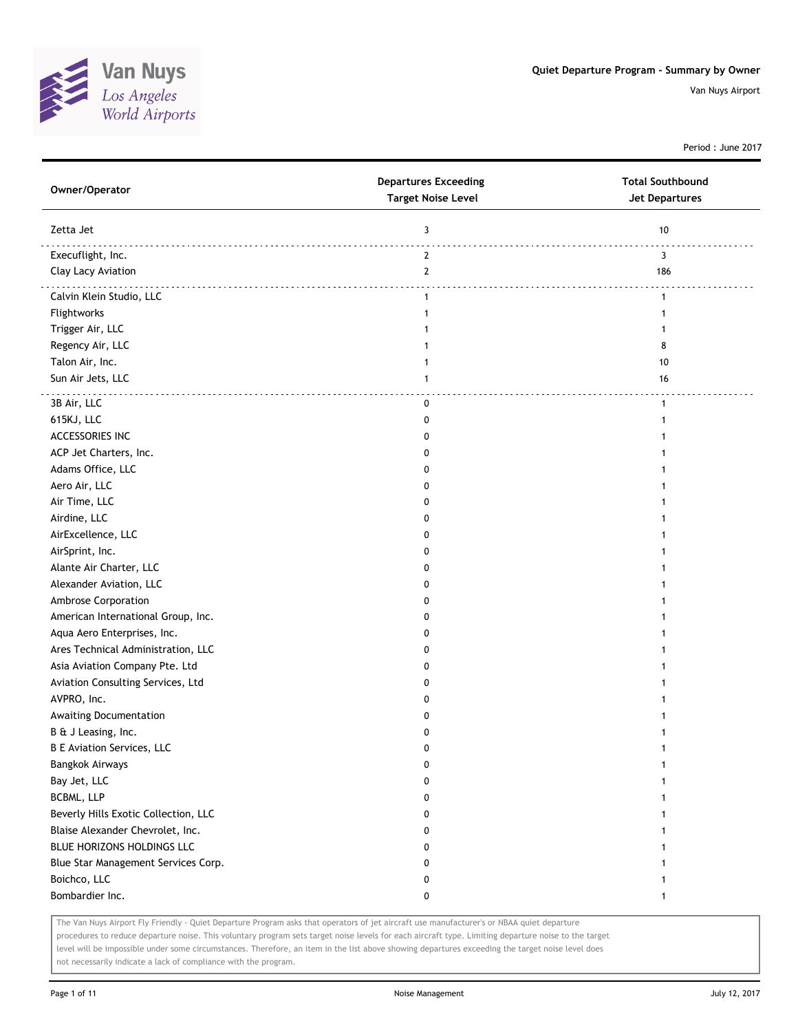# Quiet Departure Program - Summary by Owner

Van Nuys Airport

Period : June 2017

| Owner/Operator | Departures Exceeding Target Noise Level | Total Southbound Jet Departures |
|---|---|---|
| Zetta Jet | 3 | 10 |
| Execuflight, Inc. | 2 | 3 |
| Clay Lacy Aviation | 2 | 186 |
| Calvin Klein Studio, LLC | 1 | 1 |
| Flightworks | 1 | 1 |
| Trigger Air, LLC | 1 | 1 |
| Regency Air, LLC | 1 | 8 |
| Talon Air, Inc. | 1 | 10 |
| Sun Air Jets, LLC | 1 | 16 |
| 3B Air, LLC | 0 | 1 |
| 615KJ, LLC | 0 | 1 |
| ACCESSORIES INC | 0 | 1 |
| ACP Jet Charters, Inc. | 0 | 1 |
| Adams Office, LLC | 0 | 1 |
| Aero Air, LLC | 0 | 1 |
| Air Time, LLC | 0 | 1 |
| Airdine, LLC | 0 | 1 |
| AirExcellence, LLC | 0 | 1 |
| AirSprint, Inc. | 0 | 1 |
| Alante Air Charter, LLC | 0 | 1 |
| Alexander Aviation, LLC | 0 | 1 |
| Ambrose Corporation | 0 | 1 |
| American International Group, Inc. | 0 | 1 |
| Aqua Aero Enterprises, Inc. | 0 | 1 |
| Ares Technical Administration, LLC | 0 | 1 |
| Asia Aviation Company Pte. Ltd | 0 | 1 |
| Aviation Consulting Services, Ltd | 0 | 1 |
| AVPRO, Inc. | 0 | 1 |
| Awaiting Documentation | 0 | 1 |
| B & J Leasing, Inc. | 0 | 1 |
| B E Aviation Services, LLC | 0 | 1 |
| Bangkok Airways | 0 | 1 |
| Bay Jet, LLC | 0 | 1 |
| BCBML, LLP | 0 | 1 |
| Beverly Hills Exotic Collection, LLC | 0 | 1 |
| Blaise Alexander Chevrolet, Inc. | 0 | 1 |
| BLUE HORIZONS HOLDINGS LLC | 0 | 1 |
| Blue Star Management Services Corp. | 0 | 1 |
| Boichco, LLC | 0 | 1 |
| Bombardier Inc. | 0 | 1 |

The Van Nuys Airport Fly Friendly - Quiet Departure Program asks that operators of jet aircraft use manufacturer's or NBAA quiet departure procedures to reduce departure noise. This voluntary program sets target noise levels for each aircraft type. Limiting departure noise to the target level will be impossible under some circumstances. Therefore, an item in the list above showing departures exceeding the target noise level does not necessarily indicate a lack of compliance with the program.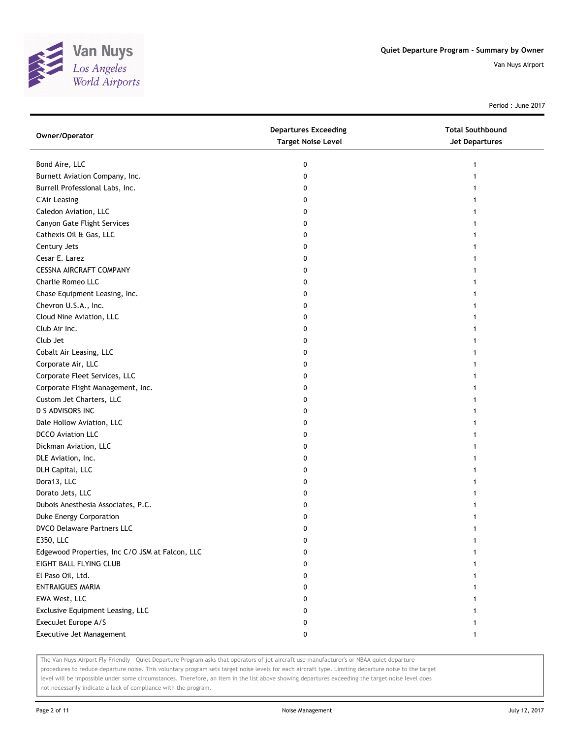# Quiet Departure Program - Summary by Owner

Van Nuys Airport

Period : June 2017

| Owner/Operator | Departures Exceeding Target Noise Level | Total Southbound Jet Departures |
|---|---|---|
| Bond Aire, LLC | 0 | 1 |
| Burnett Aviation Company, Inc. | 0 | 1 |
| Burrell Professional Labs, Inc. | 0 | 1 |
| C'Air Leasing | 0 | 1 |
| Caledon Aviation, LLC | 0 | 1 |
| Canyon Gate Flight Services | 0 | 1 |
| Cathexis Oil & Gas, LLC | 0 | 1 |
| Century Jets | 0 | 1 |
| Cesar E. Larez | 0 | 1 |
| CESSNA AIRCRAFT COMPANY | 0 | 1 |
| Charlie Romeo LLC | 0 | 1 |
| Chase Equipment Leasing, Inc. | 0 | 1 |
| Chevron U.S.A., Inc. | 0 | 1 |
| Cloud Nine Aviation, LLC | 0 | 1 |
| Club Air Inc. | 0 | 1 |
| Club Jet | 0 | 1 |
| Cobalt Air Leasing, LLC | 0 | 1 |
| Corporate Air, LLC | 0 | 1 |
| Corporate Fleet Services, LLC | 0 | 1 |
| Corporate Flight Management, Inc. | 0 | 1 |
| Custom Jet Charters, LLC | 0 | 1 |
| D S ADVISORS INC | 0 | 1 |
| Dale Hollow Aviation, LLC | 0 | 1 |
| DCCO Aviation LLC | 0 | 1 |
| Dickman Aviation, LLC | 0 | 1 |
| DLE Aviation, Inc. | 0 | 1 |
| DLH Capital, LLC | 0 | 1 |
| Dora13, LLC | 0 | 1 |
| Dorato Jets, LLC | 0 | 1 |
| Dubois Anesthesia Associates, P.C. | 0 | 1 |
| Duke Energy Corporation | 0 | 1 |
| DVCO Delaware Partners LLC | 0 | 1 |
| E350, LLC | 0 | 1 |
| Edgewood Properties, Inc C/O JSM at Falcon, LLC | 0 | 1 |
| EIGHT BALL FLYING CLUB | 0 | 1 |
| El Paso Oil, Ltd. | 0 | 1 |
| ENTRAIGUES MARIA | 0 | 1 |
| EWA West, LLC | 0 | 1 |
| Exclusive Equipment Leasing, LLC | 0 | 1 |
| ExecuJet Europe A/S | 0 | 1 |
| Executive Jet Management | 0 | 1 |

The Van Nuys Airport Fly Friendly - Quiet Departure Program asks that operators of jet aircraft use manufacturer's or NBAA quiet departure procedures to reduce departure noise. This voluntary program sets target noise levels for each aircraft type. Limiting departure noise to the target level will be impossible under some circumstances. Therefore, an item in the list above showing departures exceeding the target noise level does not necessarily indicate a lack of compliance with the program.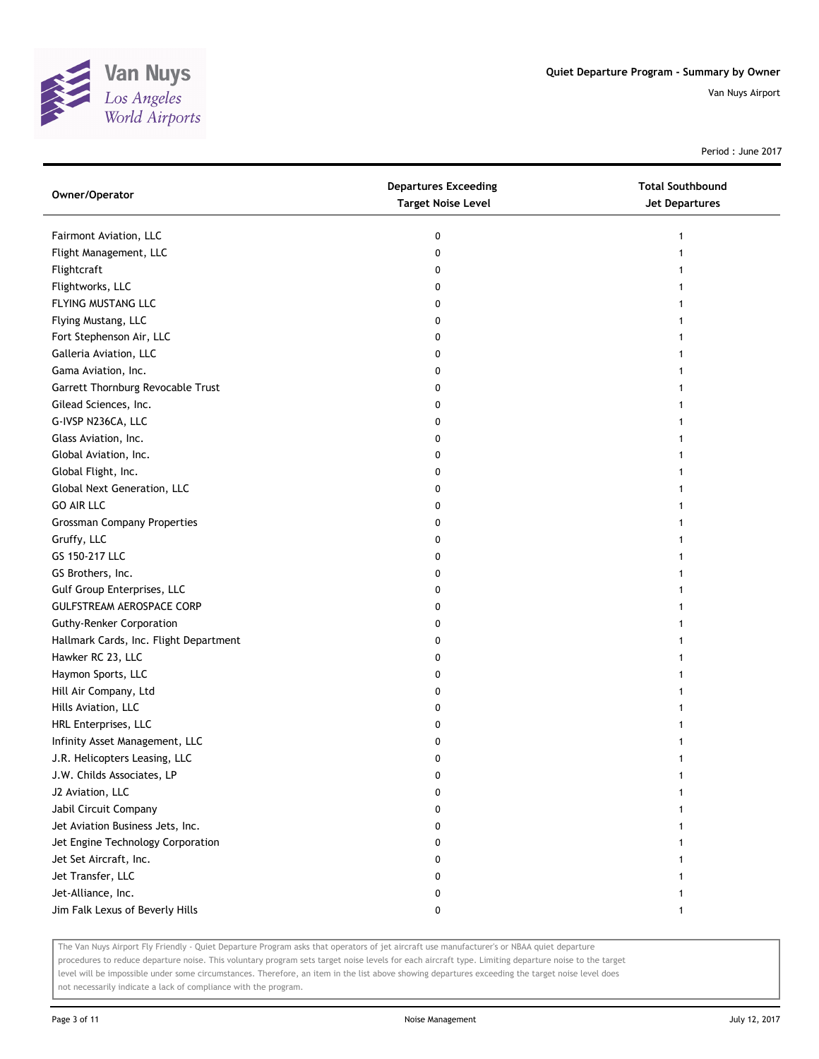# Quiet Departure Program - Summary by Owner

Van Nuys Airport

Period : June 2017

| Owner/Operator | Departures Exceeding Target Noise Level | Total Southbound Jet Departures |
|---|---|---|
| Fairmont Aviation, LLC | 0 | 1 |
| Flight Management, LLC | 0 | 1 |
| Flightcraft | 0 | 1 |
| Flightworks, LLC | 0 | 1 |
| FLYING MUSTANG LLC | 0 | 1 |
| Flying Mustang, LLC | 0 | 1 |
| Fort Stephenson Air, LLC | 0 | 1 |
| Galleria Aviation, LLC | 0 | 1 |
| Gama Aviation, Inc. | 0 | 1 |
| Garrett Thornburg Revocable Trust | 0 | 1 |
| Gilead Sciences, Inc. | 0 | 1 |
| G-IVSP N236CA, LLC | 0 | 1 |
| Glass Aviation, Inc. | 0 | 1 |
| Global Aviation, Inc. | 0 | 1 |
| Global Flight, Inc. | 0 | 1 |
| Global Next Generation, LLC | 0 | 1 |
| GO AIR LLC | 0 | 1 |
| Grossman Company Properties | 0 | 1 |
| Gruffy, LLC | 0 | 1 |
| GS 150-217 LLC | 0 | 1 |
| GS Brothers, Inc. | 0 | 1 |
| Gulf Group Enterprises, LLC | 0 | 1 |
| GULFSTREAM AEROSPACE CORP | 0 | 1 |
| Guthy-Renker Corporation | 0 | 1 |
| Hallmark Cards, Inc. Flight Department | 0 | 1 |
| Hawker RC 23, LLC | 0 | 1 |
| Haymon Sports, LLC | 0 | 1 |
| Hill Air Company, Ltd | 0 | 1 |
| Hills Aviation, LLC | 0 | 1 |
| HRL Enterprises, LLC | 0 | 1 |
| Infinity Asset Management, LLC | 0 | 1 |
| J.R. Helicopters Leasing, LLC | 0 | 1 |
| J.W. Childs Associates, LP | 0 | 1 |
| J2 Aviation, LLC | 0 | 1 |
| Jabil Circuit Company | 0 | 1 |
| Jet Aviation Business Jets, Inc. | 0 | 1 |
| Jet Engine Technology Corporation | 0 | 1 |
| Jet Set Aircraft, Inc. | 0 | 1 |
| Jet Transfer, LLC | 0 | 1 |
| Jet-Alliance, Inc. | 0 | 1 |
| Jim Falk Lexus of Beverly Hills | 0 | 1 |

The Van Nuys Airport Fly Friendly - Quiet Departure Program asks that operators of jet aircraft use manufacturer's or NBAA quiet departure procedures to reduce departure noise. This voluntary program sets target noise levels for each aircraft type. Limiting departure noise to the target level will be impossible under some circumstances. Therefore, an item in the list above showing departures exceeding the target noise level does not necessarily indicate a lack of compliance with the program.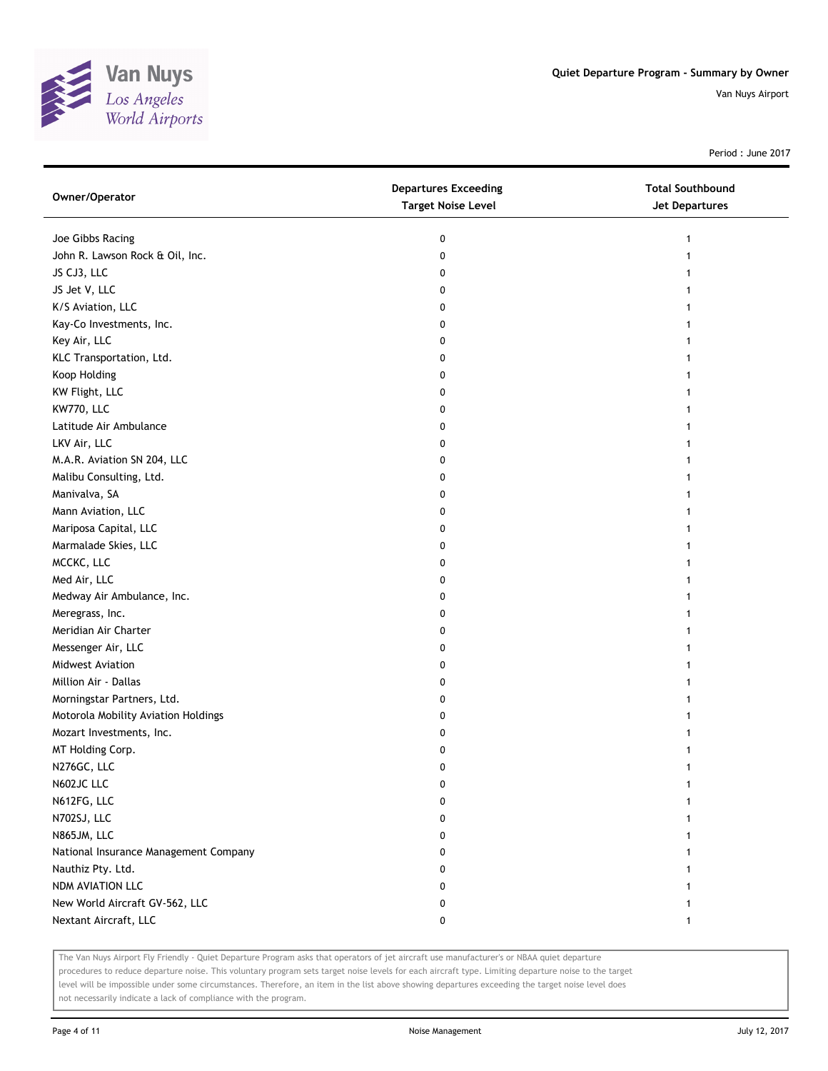Quiet Departure Program - Summary by Owner

Van Nuys Airport

Period : June 2017

| Owner/Operator | Departures Exceeding Target Noise Level | Total Southbound Jet Departures |
|---|---|---|
| Joe Gibbs Racing | 0 | 1 |
| John R. Lawson Rock & Oil, Inc. | 0 | 1 |
| JS CJ3, LLC | 0 | 1 |
| JS Jet V, LLC | 0 | 1 |
| K/S Aviation, LLC | 0 | 1 |
| Kay-Co Investments, Inc. | 0 | 1 |
| Key Air, LLC | 0 | 1 |
| KLC Transportation, Ltd. | 0 | 1 |
| Koop Holding | 0 | 1 |
| KW Flight, LLC | 0 | 1 |
| KW770, LLC | 0 | 1 |
| Latitude Air Ambulance | 0 | 1 |
| LKV Air, LLC | 0 | 1 |
| M.A.R. Aviation SN 204, LLC | 0 | 1 |
| Malibu Consulting, Ltd. | 0 | 1 |
| Manivalva, SA | 0 | 1 |
| Mann Aviation, LLC | 0 | 1 |
| Mariposa Capital, LLC | 0 | 1 |
| Marmalade Skies, LLC | 0 | 1 |
| MCCKC, LLC | 0 | 1 |
| Med Air, LLC | 0 | 1 |
| Medway Air Ambulance, Inc. | 0 | 1 |
| Meregrass, Inc. | 0 | 1 |
| Meridian Air Charter | 0 | 1 |
| Messenger Air, LLC | 0 | 1 |
| Midwest Aviation | 0 | 1 |
| Million Air - Dallas | 0 | 1 |
| Morningstar Partners, Ltd. | 0 | 1 |
| Motorola Mobility Aviation Holdings | 0 | 1 |
| Mozart Investments, Inc. | 0 | 1 |
| MT Holding Corp. | 0 | 1 |
| N276GC, LLC | 0 | 1 |
| N602JC LLC | 0 | 1 |
| N612FG, LLC | 0 | 1 |
| N702SJ, LLC | 0 | 1 |
| N865JM, LLC | 0 | 1 |
| National Insurance Management Company | 0 | 1 |
| Nauthiz Pty. Ltd. | 0 | 1 |
| NDM AVIATION LLC | 0 | 1 |
| New World Aircraft GV-562, LLC | 0 | 1 |
| Nextant Aircraft, LLC | 0 | 1 |

The Van Nuys Airport Fly Friendly - Quiet Departure Program asks that operators of jet aircraft use manufacturer's or NBAA quiet departure procedures to reduce departure noise. This voluntary program sets target noise levels for each aircraft type. Limiting departure noise to the target level will be impossible under some circumstances. Therefore, an item in the list above showing departures exceeding the target noise level does not necessarily indicate a lack of compliance with the program.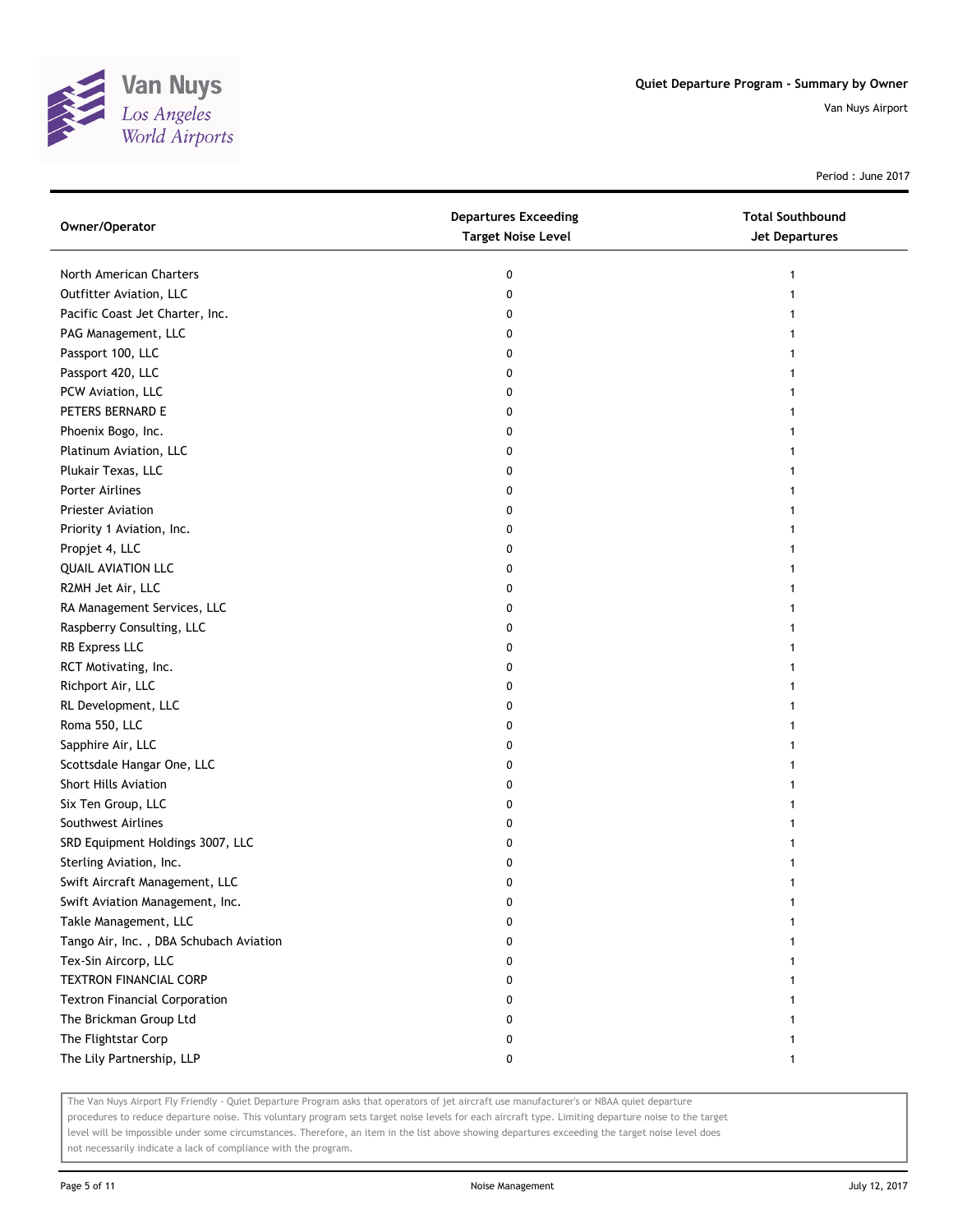# Quiet Departure Program - Summary by Owner

Van Nuys Airport

Period : June 2017

| Owner/Operator | Departures Exceeding Target Noise Level | Total Southbound Jet Departures |
|---|---|---|
| North American Charters | 0 | 1 |
| Outfitter Aviation, LLC | 0 | 1 |
| Pacific Coast Jet Charter, Inc. | 0 | 1 |
| PAG Management, LLC | 0 | 1 |
| Passport 100, LLC | 0 | 1 |
| Passport 420, LLC | 0 | 1 |
| PCW Aviation, LLC | 0 | 1 |
| PETERS BERNARD E | 0 | 1 |
| Phoenix Bogo, Inc. | 0 | 1 |
| Platinum Aviation, LLC | 0 | 1 |
| Plukair Texas, LLC | 0 | 1 |
| Porter Airlines | 0 | 1 |
| Priester Aviation | 0 | 1 |
| Priority 1 Aviation, Inc. | 0 | 1 |
| Propjet 4, LLC | 0 | 1 |
| QUAIL AVIATION LLC | 0 | 1 |
| R2MH Jet Air, LLC | 0 | 1 |
| RA Management Services, LLC | 0 | 1 |
| Raspberry Consulting, LLC | 0 | 1 |
| RB Express LLC | 0 | 1 |
| RCT Motivating, Inc. | 0 | 1 |
| Richport Air, LLC | 0 | 1 |
| RL Development, LLC | 0 | 1 |
| Roma 550, LLC | 0 | 1 |
| Sapphire Air, LLC | 0 | 1 |
| Scottsdale Hangar One, LLC | 0 | 1 |
| Short Hills Aviation | 0 | 1 |
| Six Ten Group, LLC | 0 | 1 |
| Southwest Airlines | 0 | 1 |
| SRD Equipment Holdings 3007, LLC | 0 | 1 |
| Sterling Aviation, Inc. | 0 | 1 |
| Swift Aircraft Management, LLC | 0 | 1 |
| Swift Aviation Management, Inc. | 0 | 1 |
| Takle Management, LLC | 0 | 1 |
| Tango Air, Inc. , DBA Schubach Aviation | 0 | 1 |
| Tex-Sin Aircorp, LLC | 0 | 1 |
| TEXTRON FINANCIAL CORP | 0 | 1 |
| Textron Financial Corporation | 0 | 1 |
| The Brickman Group Ltd | 0 | 1 |
| The Flightstar Corp | 0 | 1 |
| The Lily Partnership, LLP | 0 | 1 |

The Van Nuys Airport Fly Friendly - Quiet Departure Program asks that operators of jet aircraft use manufacturer's or NBAA quiet departure procedures to reduce departure noise. This voluntary program sets target noise levels for each aircraft type. Limiting departure noise to the target level will be impossible under some circumstances. Therefore, an item in the list above showing departures exceeding the target noise level does not necessarily indicate a lack of compliance with the program.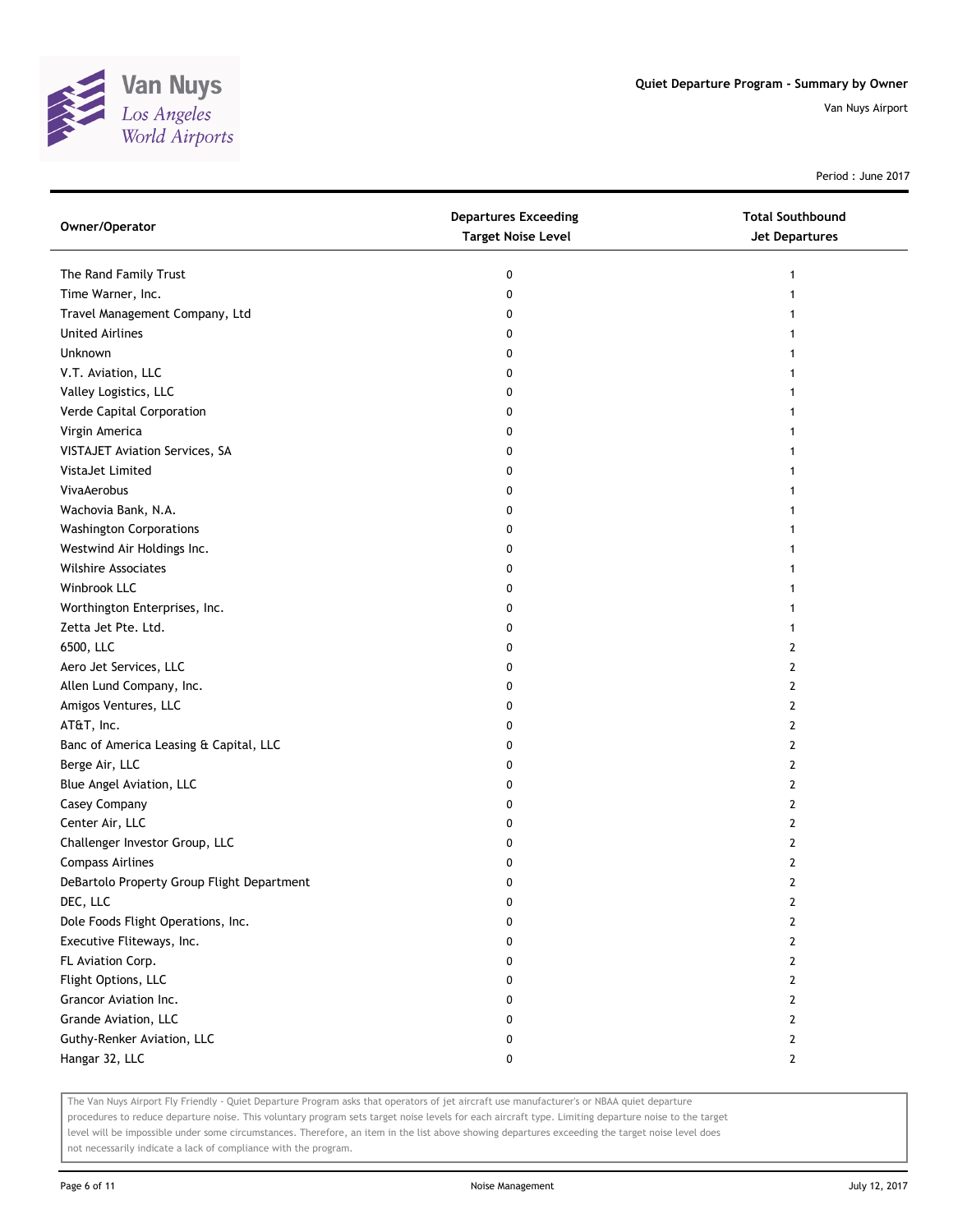Van Nuys
Los Angeles
World Airports

**Quiet Departure Program - Summary by Owner**

Van Nuys Airport

Period : June 2017

| Owner/Operator | Departures Exceeding Target Noise Level | Total Southbound Jet Departures |
|---|---|---|
| The Rand Family Trust | 0 | 1 |
| Time Warner, Inc. | 0 | 1 |
| Travel Management Company, Ltd | 0 | 1 |
| United Airlines | 0 | 1 |
| Unknown | 0 | 1 |
| V.T. Aviation, LLC | 0 | 1 |
| Valley Logistics, LLC | 0 | 1 |
| Verde Capital Corporation | 0 | 1 |
| Virgin America | 0 | 1 |
| VISTAJET Aviation Services, SA | 0 | 1 |
| VistaJet Limited | 0 | 1 |
| VivaAerobus | 0 | 1 |
| Wachovia Bank, N.A. | 0 | 1 |
| Washington Corporations | 0 | 1 |
| Westwind Air Holdings Inc. | 0 | 1 |
| Wilshire Associates | 0 | 1 |
| Winbrook LLC | 0 | 1 |
| Worthington Enterprises, Inc. | 0 | 1 |
| Zetta Jet Pte. Ltd. | 0 | 1 |
| 6500, LLC | 0 | 2 |
| Aero Jet Services, LLC | 0 | 2 |
| Allen Lund Company, Inc. | 0 | 2 |
| Amigos Ventures, LLC | 0 | 2 |
| AT&T, Inc. | 0 | 2 |
| Banc of America Leasing & Capital, LLC | 0 | 2 |
| Berge Air, LLC | 0 | 2 |
| Blue Angel Aviation, LLC | 0 | 2 |
| Casey Company | 0 | 2 |
| Center Air, LLC | 0 | 2 |
| Challenger Investor Group, LLC | 0 | 2 |
| Compass Airlines | 0 | 2 |
| DeBartolo Property Group Flight Department | 0 | 2 |
| DEC, LLC | 0 | 2 |
| Dole Foods Flight Operations, Inc. | 0 | 2 |
| Executive Fliteways, Inc. | 0 | 2 |
| FL Aviation Corp. | 0 | 2 |
| Flight Options, LLC | 0 | 2 |
| Grancor Aviation Inc. | 0 | 2 |
| Grande Aviation, LLC | 0 | 2 |
| Guthy-Renker Aviation, LLC | 0 | 2 |
| Hangar 32, LLC | 0 | 2 |

The Van Nuys Airport Fly Friendly - Quiet Departure Program asks that operators of jet aircraft use manufacturer's or NBAA quiet departure procedures to reduce departure noise. This voluntary program sets target noise levels for each aircraft type. Limiting departure noise to the target level will be impossible under some circumstances. Therefore, an item in the list above showing departures exceeding the target noise level does not necessarily indicate a lack of compliance with the program.

Noise Management

July 12, 2017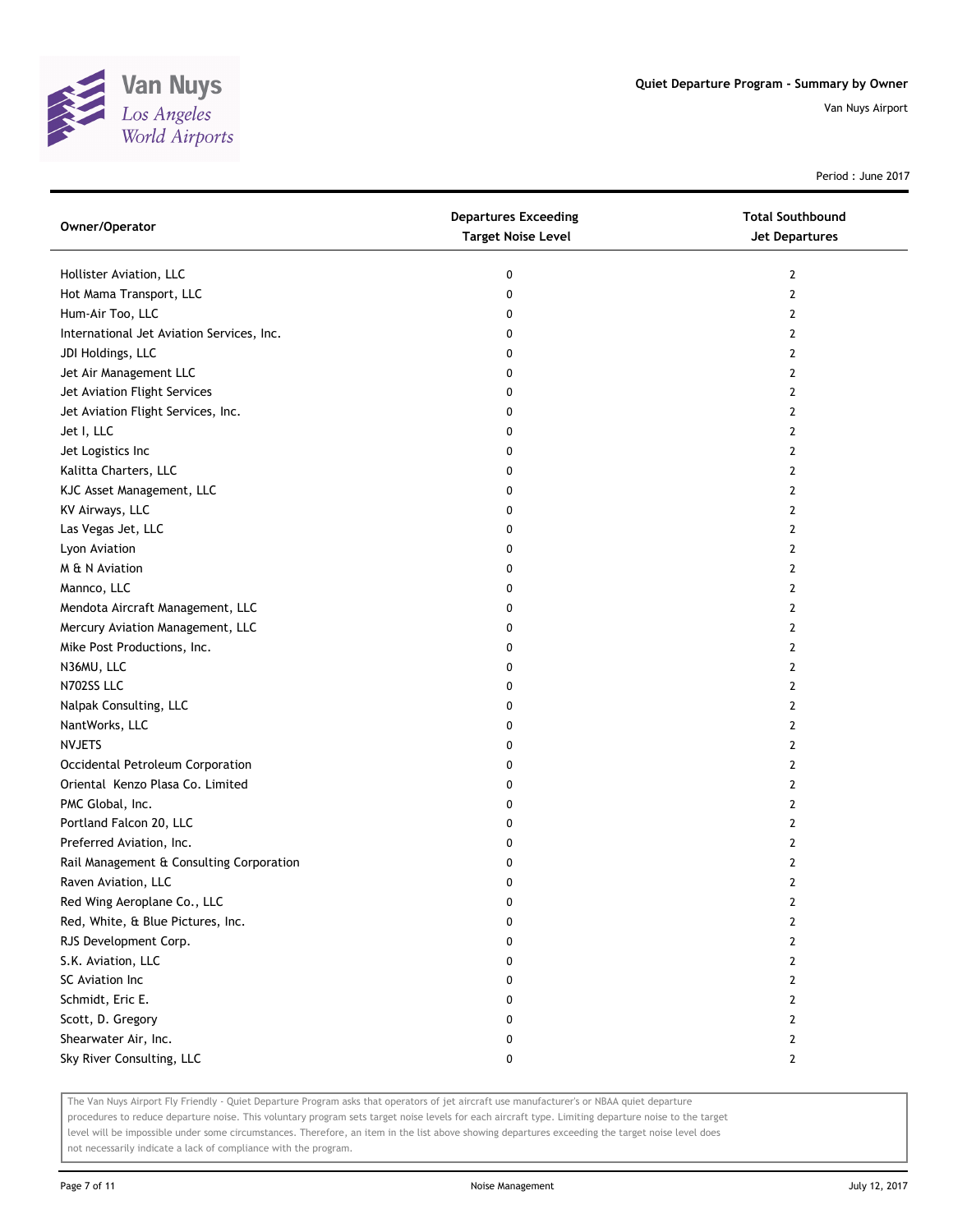# Quiet Departure Program - Summary by Owner

Van Nuys Airport

Period : June 2017

| Owner/Operator | Departures Exceeding Target Noise Level | Total Southbound Jet Departures |
|---|---|---|
| Hollister Aviation, LLC | 0 | 2 |
| Hot Mama Transport, LLC | 0 | 2 |
| Hum-Air Too, LLC | 0 | 2 |
| International Jet Aviation Services, Inc. | 0 | 2 |
| JDI Holdings, LLC | 0 | 2 |
| Jet Air Management LLC | 0 | 2 |
| Jet Aviation Flight Services | 0 | 2 |
| Jet Aviation Flight Services, Inc. | 0 | 2 |
| Jet I, LLC | 0 | 2 |
| Jet Logistics Inc | 0 | 2 |
| Kalitta Charters, LLC | 0 | 2 |
| KJC Asset Management, LLC | 0 | 2 |
| KV Airways, LLC | 0 | 2 |
| Las Vegas Jet, LLC | 0 | 2 |
| Lyon Aviation | 0 | 2 |
| M & N Aviation | 0 | 2 |
| Mannco, LLC | 0 | 2 |
| Mendota Aircraft Management, LLC | 0 | 2 |
| Mercury Aviation Management, LLC | 0 | 2 |
| Mike Post Productions, Inc. | 0 | 2 |
| N36MU, LLC | 0 | 2 |
| N702SS LLC | 0 | 2 |
| Nalpak Consulting, LLC | 0 | 2 |
| NantWorks, LLC | 0 | 2 |
| NVJETS | 0 | 2 |
| Occidental Petroleum Corporation | 0 | 2 |
| Oriental Kenzo Plasa Co. Limited | 0 | 2 |
| PMC Global, Inc. | 0 | 2 |
| Portland Falcon 20, LLC | 0 | 2 |
| Preferred Aviation, Inc. | 0 | 2 |
| Rail Management & Consulting Corporation | 0 | 2 |
| Raven Aviation, LLC | 0 | 2 |
| Red Wing Aeroplane Co., LLC | 0 | 2 |
| Red, White, & Blue Pictures, Inc. | 0 | 2 |
| RJS Development Corp. | 0 | 2 |
| S.K. Aviation, LLC | 0 | 2 |
| SC Aviation Inc | 0 | 2 |
| Schmidt, Eric E. | 0 | 2 |
| Scott, D. Gregory | 0 | 2 |
| Shearwater Air, Inc. | 0 | 2 |
| Sky River Consulting, LLC | 0 | 2 |

The Van Nuys Airport Fly Friendly - Quiet Departure Program asks that operators of jet aircraft use manufacturer's or NBAA quiet departure procedures to reduce departure noise. This voluntary program sets target noise levels for each aircraft type. Limiting departure noise to the target level will be impossible under some circumstances. Therefore, an item in the list above showing departures exceeding the target noise level does not necessarily indicate a lack of compliance with the program.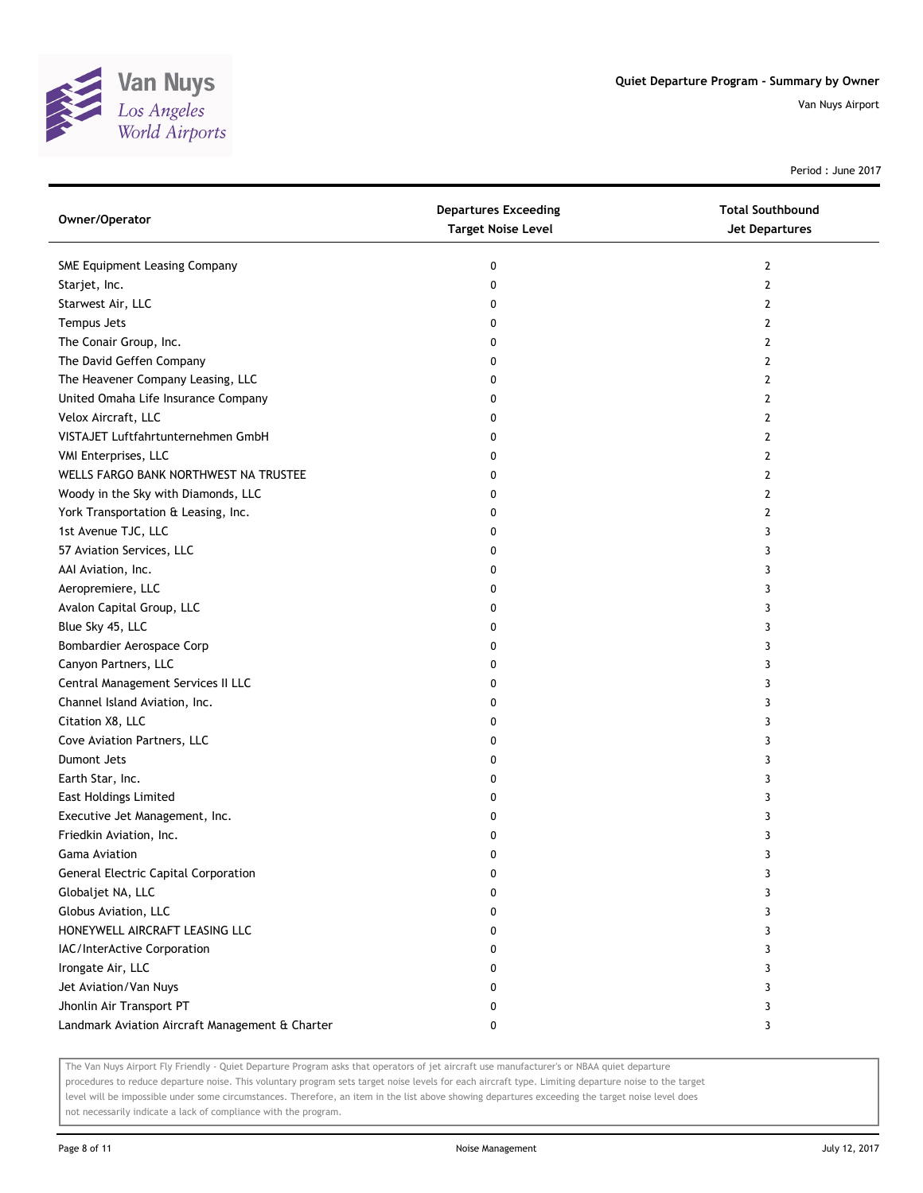# Quiet Departure Program - Summary by Owner

Van Nuys Airport

Period : June 2017

| Owner/Operator | Departures Exceeding Target Noise Level | Total Southbound Jet Departures |
|---|---|---|
| SME Equipment Leasing Company | 0 | 2 |
| Starjet, Inc. | 0 | 2 |
| Starwest Air, LLC | 0 | 2 |
| Tempus Jets | 0 | 2 |
| The Conair Group, Inc. | 0 | 2 |
| The David Geffen Company | 0 | 2 |
| The Heavener Company Leasing, LLC | 0 | 2 |
| United Omaha Life Insurance Company | 0 | 2 |
| Velox Aircraft, LLC | 0 | 2 |
| VISTAJET Luftfahrtunternehmen GmbH | 0 | 2 |
| VMI Enterprises, LLC | 0 | 2 |
| WELLS FARGO BANK NORTHWEST NA TRUSTEE | 0 | 2 |
| Woody in the Sky with Diamonds, LLC | 0 | 2 |
| York Transportation & Leasing, Inc. | 0 | 2 |
| 1st Avenue TJC, LLC | 0 | 3 |
| 57 Aviation Services, LLC | 0 | 3 |
| AAI Aviation, Inc. | 0 | 3 |
| Aeropremiere, LLC | 0 | 3 |
| Avalon Capital Group, LLC | 0 | 3 |
| Blue Sky 45, LLC | 0 | 3 |
| Bombardier Aerospace Corp | 0 | 3 |
| Canyon Partners, LLC | 0 | 3 |
| Central Management Services II LLC | 0 | 3 |
| Channel Island Aviation, Inc. | 0 | 3 |
| Citation X8, LLC | 0 | 3 |
| Cove Aviation Partners, LLC | 0 | 3 |
| Dumont Jets | 0 | 3 |
| Earth Star, Inc. | 0 | 3 |
| East Holdings Limited | 0 | 3 |
| Executive Jet Management, Inc. | 0 | 3 |
| Friedkin Aviation, Inc. | 0 | 3 |
| Gama Aviation | 0 | 3 |
| General Electric Capital Corporation | 0 | 3 |
| Globaljet NA, LLC | 0 | 3 |
| Globus Aviation, LLC | 0 | 3 |
| HONEYWELL AIRCRAFT LEASING LLC | 0 | 3 |
| IAC/InterActive Corporation | 0 | 3 |
| Irongate Air, LLC | 0 | 3 |
| Jet Aviation/Van Nuys | 0 | 3 |
| Jhonlin Air Transport PT | 0 | 3 |
| Landmark Aviation Aircraft Management & Charter | 0 | 3 |

The Van Nuys Airport Fly Friendly - Quiet Departure Program asks that operators of jet aircraft use manufacturer's or NBAA quiet departure procedures to reduce departure noise. This voluntary program sets target noise levels for each aircraft type. Limiting departure noise to the target level will be impossible under some circumstances. Therefore, an item in the list above showing departures exceeding the target noise level does not necessarily indicate a lack of compliance with the program.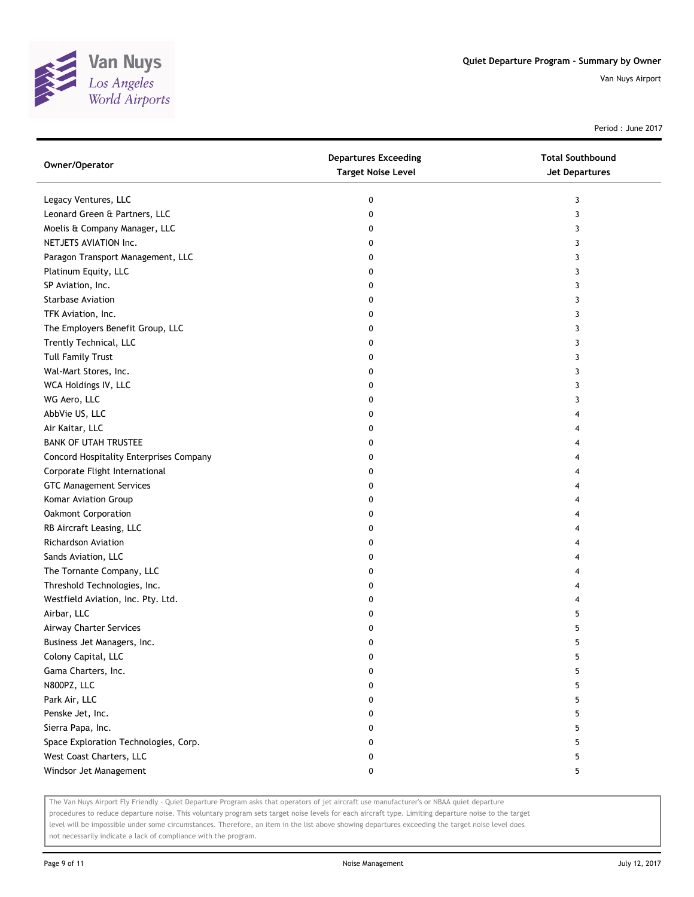# Quiet Departure Program - Summary by Owner

Van Nuys Airport

Period : June 2017

| Owner/Operator | Departures Exceeding Target Noise Level | Total Southbound Jet Departures |
|---|---|---|
| Legacy Ventures, LLC | 0 | 3 |
| Leonard Green & Partners, LLC | 0 | 3 |
| Moelis & Company Manager, LLC | 0 | 3 |
| NETJETS AVIATION Inc. | 0 | 3 |
| Paragon Transport Management, LLC | 0 | 3 |
| Platinum Equity, LLC | 0 | 3 |
| SP Aviation, Inc. | 0 | 3 |
| Starbase Aviation | 0 | 3 |
| TFK Aviation, Inc. | 0 | 3 |
| The Employers Benefit Group, LLC | 0 | 3 |
| Trently Technical, LLC | 0 | 3 |
| Tull Family Trust | 0 | 3 |
| Wal-Mart Stores, Inc. | 0 | 3 |
| WCA Holdings IV, LLC | 0 | 3 |
| WG Aero, LLC | 0 | 3 |
| AbbVie US, LLC | 0 | 4 |
| Air Kaitar, LLC | 0 | 4 |
| BANK OF UTAH TRUSTEE | 0 | 4 |
| Concord Hospitality Enterprises Company | 0 | 4 |
| Corporate Flight International | 0 | 4 |
| GTC Management Services | 0 | 4 |
| Komar Aviation Group | 0 | 4 |
| Oakmont Corporation | 0 | 4 |
| RB Aircraft Leasing, LLC | 0 | 4 |
| Richardson Aviation | 0 | 4 |
| Sands Aviation, LLC | 0 | 4 |
| The Tornante Company, LLC | 0 | 4 |
| Threshold Technologies, Inc. | 0 | 4 |
| Westfield Aviation, Inc. Pty. Ltd. | 0 | 4 |
| Airbar, LLC | 0 | 5 |
| Airway Charter Services | 0 | 5 |
| Business Jet Managers, Inc. | 0 | 5 |
| Colony Capital, LLC | 0 | 5 |
| Gama Charters, Inc. | 0 | 5 |
| N800PZ, LLC | 0 | 5 |
| Park Air, LLC | 0 | 5 |
| Penske Jet, Inc. | 0 | 5 |
| Sierra Papa, Inc. | 0 | 5 |
| Space Exploration Technologies, Corp. | 0 | 5 |
| West Coast Charters, LLC | 0 | 5 |
| Windsor Jet Management | 0 | 5 |

The Van Nuys Airport Fly Friendly - Quiet Departure Program asks that operators of jet aircraft use manufacturer's or NBAA quiet departure procedures to reduce departure noise. This voluntary program sets target noise levels for each aircraft type. Limiting departure noise to the target level will be impossible under some circumstances. Therefore, an item in the list above showing departures exceeding the target noise level does not necessarily indicate a lack of compliance with the program.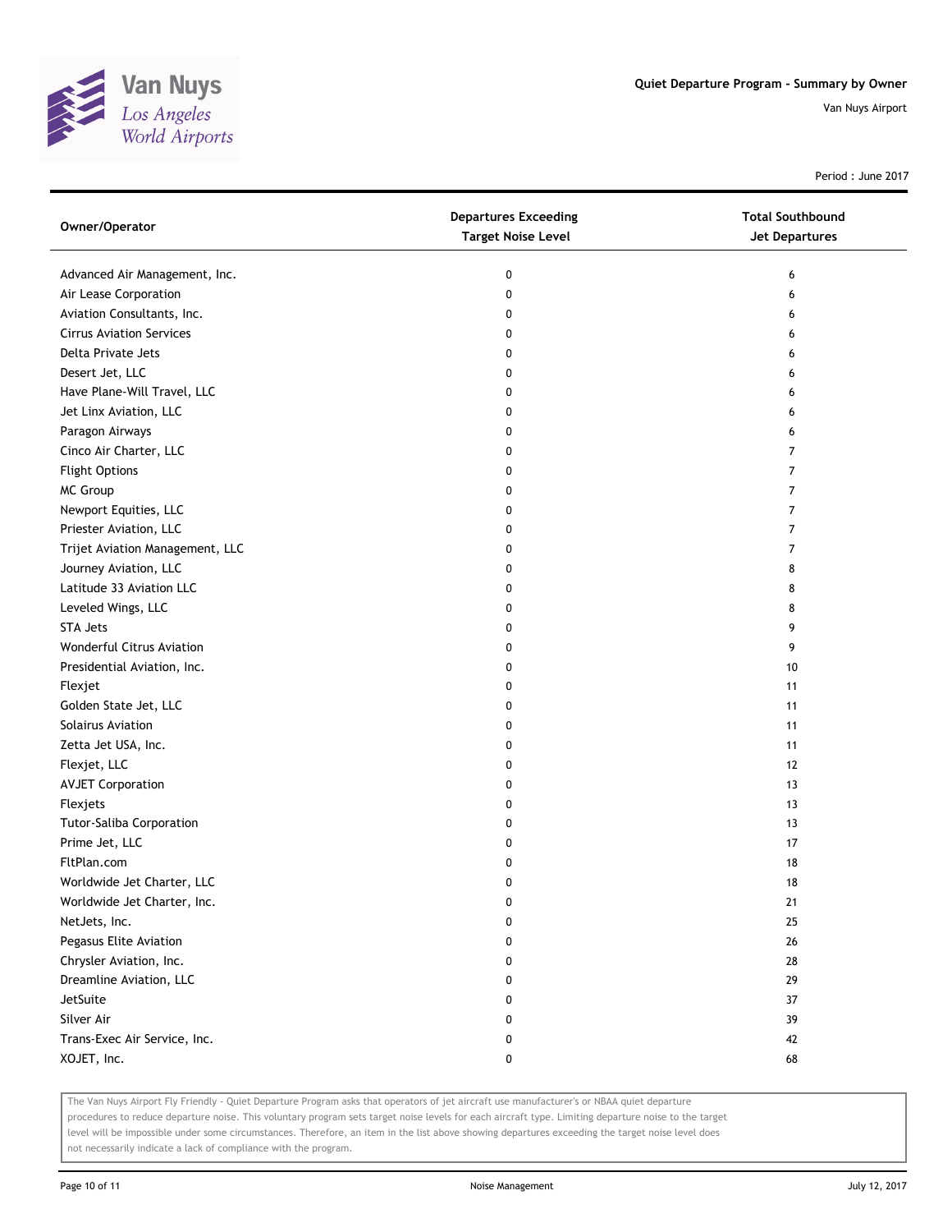Quiet Departure Program - Summary by Owner

Van Nuys Airport

Period : June 2017

| Owner/Operator | Departures Exceeding Target Noise Level | Total Southbound Jet Departures |
|---|---|---|
| Advanced Air Management, Inc. | 0 | 6 |
| Air Lease Corporation | 0 | 6 |
| Aviation Consultants, Inc. | 0 | 6 |
| Cirrus Aviation Services | 0 | 6 |
| Delta Private Jets | 0 | 6 |
| Desert Jet, LLC | 0 | 6 |
| Have Plane-Will Travel, LLC | 0 | 6 |
| Jet Linx Aviation, LLC | 0 | 6 |
| Paragon Airways | 0 | 6 |
| Cinco Air Charter, LLC | 0 | 7 |
| Flight Options | 0 | 7 |
| MC Group | 0 | 7 |
| Newport Equities, LLC | 0 | 7 |
| Priester Aviation, LLC | 0 | 7 |
| Trijet Aviation Management, LLC | 0 | 7 |
| Journey Aviation, LLC | 0 | 8 |
| Latitude 33 Aviation LLC | 0 | 8 |
| Leveled Wings, LLC | 0 | 8 |
| STA Jets | 0 | 9 |
| Wonderful Citrus Aviation | 0 | 9 |
| Presidential Aviation, Inc. | 0 | 10 |
| Flexjet | 0 | 11 |
| Golden State Jet, LLC | 0 | 11 |
| Solairus Aviation | 0 | 11 |
| Zetta Jet USA, Inc. | 0 | 11 |
| Flexjet, LLC | 0 | 12 |
| AVJET Corporation | 0 | 13 |
| Flexjets | 0 | 13 |
| Tutor-Saliba Corporation | 0 | 13 |
| Prime Jet, LLC | 0 | 17 |
| FltPlan.com | 0 | 18 |
| Worldwide Jet Charter, LLC | 0 | 18 |
| Worldwide Jet Charter, Inc. | 0 | 21 |
| NetJets, Inc. | 0 | 25 |
| Pegasus Elite Aviation | 0 | 26 |
| Chrysler Aviation, Inc. | 0 | 28 |
| Dreamline Aviation, LLC | 0 | 29 |
| JetSuite | 0 | 37 |
| Silver Air | 0 | 39 |
| Trans-Exec Air Service, Inc. | 0 | 42 |
| XOJET, Inc. | 0 | 68 |

The Van Nuys Airport Fly Friendly - Quiet Departure Program asks that operators of jet aircraft use manufacturer's or NBAA quiet departure procedures to reduce departure noise. This voluntary program sets target noise levels for each aircraft type. Limiting departure noise to the target level will be impossible under some circumstances. Therefore, an item in the list above showing departures exceeding the target noise level does not necessarily indicate a lack of compliance with the program.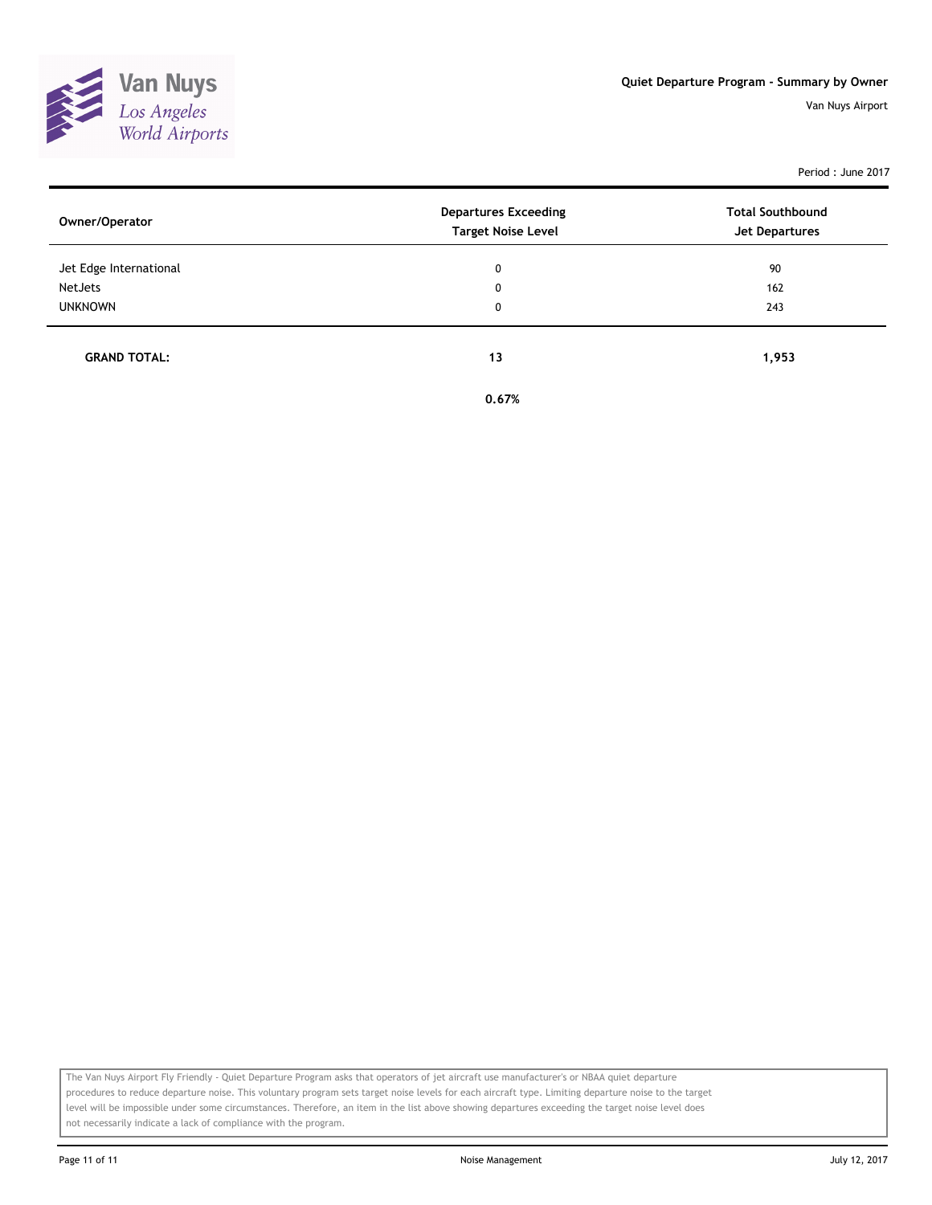## Quiet Departure Program - Summary by Owner

Van Nuys Airport

Period : June 2017

| Owner/Operator | Departures Exceeding Target Noise Level | Total Southbound Jet Departures |
|---|---|---|
| Jet Edge International | 0 | 90 |
| NetJets | 0 | 162 |
| UNKNOWN | 0 | 243 |
| **GRAND TOTAL:** | **13** | **1,953** |
| | **0.67%** | |

The Van Nuys Airport Fly Friendly - Quiet Departure Program asks that operators of jet aircraft use manufacturer's or NBAA quiet departure procedures to reduce departure noise. This voluntary program sets target noise levels for each aircraft type. Limiting departure noise to the target level will be impossible under some circumstances. Therefore, an item in the list above showing departures exceeding the target noise level does not necessarily indicate a lack of compliance with the program.